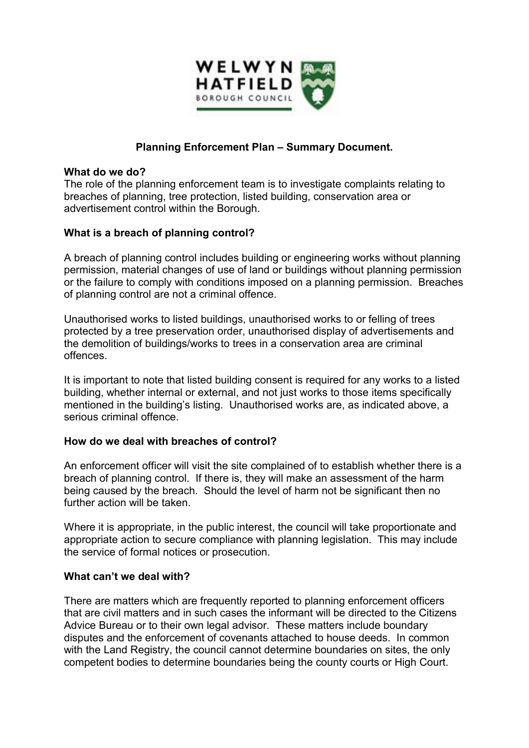# Planning Enforcement Plan – Summary Document.

**What do we do?**

The role of the planning enforcement team is to investigate complaints relating to breaches of planning, tree protection, listed building, conservation area or advertisement control within the Borough.

**What is a breach of planning control?**

A breach of planning control includes building or engineering works without planning permission, material changes of use of land or buildings without planning permission or the failure to comply with conditions imposed on a planning permission. Breaches of planning control are not a criminal offence.

Unauthorised works to listed buildings, unauthorised works to or felling of trees protected by a tree preservation order, unauthorised display of advertisements and the demolition of buildings/works to trees in a conservation area are criminal offences.

It is important to note that listed building consent is required for any works to a listed building, whether internal or external, and not just works to those items specifically mentioned in the building's listing. Unauthorised works are, as indicated above, a serious criminal offence.

**How do we deal with breaches of control?**

An enforcement officer will visit the site complained of to establish whether there is a breach of planning control. If there is, they will make an assessment of the harm being caused by the breach. Should the level of harm not be significant then no further action will be taken.

Where it is appropriate, in the public interest, the council will take proportionate and appropriate action to secure compliance with planning legislation. This may include the service of formal notices or prosecution.

**What can't we deal with?**

There are matters which are frequently reported to planning enforcement officers that are civil matters and in such cases the informant will be directed to the Citizens Advice Bureau or to their own legal advisor. These matters include boundary disputes and the enforcement of covenants attached to house deeds. In common with the Land Registry, the council cannot determine boundaries on sites, the only competent bodies to determine boundaries being the county courts or High Court.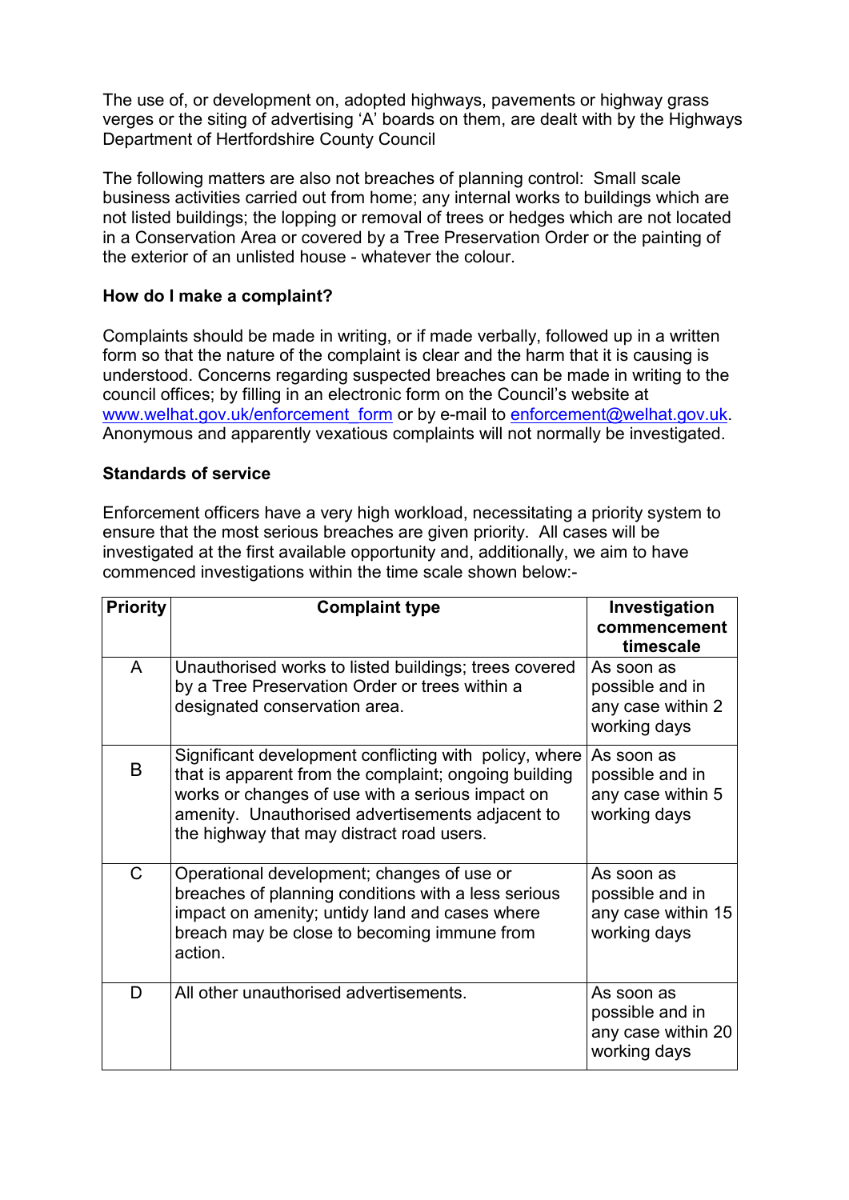The use of, or development on, adopted highways, pavements or highway grass verges or the siting of advertising 'A' boards on them, are dealt with by the Highways Department of Hertfordshire County Council

The following matters are also not breaches of planning control: Small scale business activities carried out from home; any internal works to buildings which are not listed buildings; the lopping or removal of trees or hedges which are not located in a Conservation Area or covered by a Tree Preservation Order or the painting of the exterior of an unlisted house - whatever the colour.

**How do I make a complaint?**

Complaints should be made in writing, or if made verbally, followed up in a written form so that the nature of the complaint is clear and the harm that it is causing is understood. Concerns regarding suspected breaches can be made in writing to the council offices; by filling in an electronic form on the Council's website at www.welhat.gov.uk/enforcement_form or by e-mail to enforcement@welhat.gov.uk. Anonymous and apparently vexatious complaints will not normally be investigated.

**Standards of service**

Enforcement officers have a very high workload, necessitating a priority system to ensure that the most serious breaches are given priority. All cases will be investigated at the first available opportunity and, additionally, we aim to have commenced investigations within the time scale shown below:-

| Priority | Complaint type | Investigation commencement timescale |
|---|---|---|
| A | Unauthorised works to listed buildings; trees covered by a Tree Preservation Order or trees within a designated conservation area. | As soon as possible and in any case within 2 working days |
| B | Significant development conflicting with policy, where that is apparent from the complaint; ongoing building works or changes of use with a serious impact on amenity. Unauthorised advertisements adjacent to the highway that may distract road users. | As soon as possible and in any case within 5 working days |
| C | Operational development; changes of use or breaches of planning conditions with a less serious impact on amenity; untidy land and cases where breach may be close to becoming immune from action. | As soon as possible and in any case within 15 working days |
| D | All other unauthorised advertisements. | As soon as possible and in any case within 20 working days |